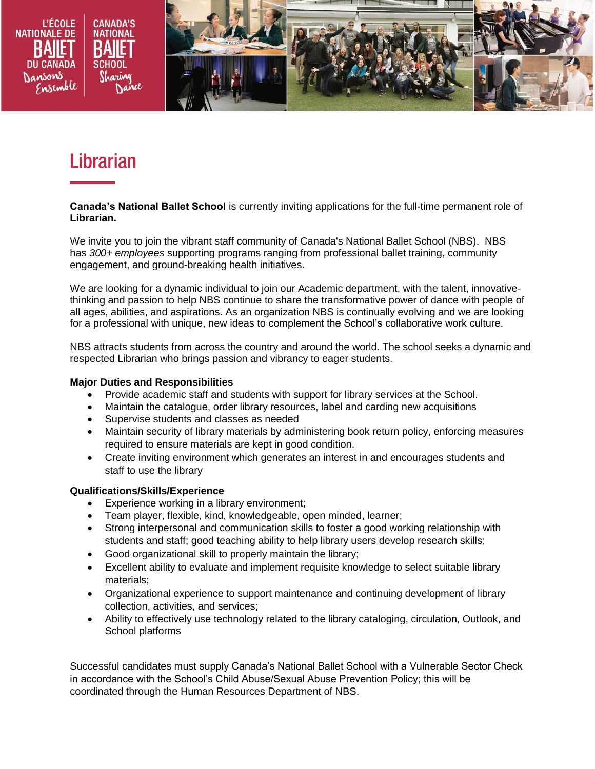# Librarian

**Canada's National Ballet School** is currently inviting applications for the full-time permanent role of **Librarian.**

We invite you to join the vibrant staff community of Canada's National Ballet School (NBS). NBS has *300+ employees* supporting programs ranging from professional ballet training, community engagement, and ground-breaking health initiatives.

We are looking for a dynamic individual to join our Academic department, with the talent, innovative-thinking and passion to help NBS continue to share the transformative power of dance with people of all ages, abilities, and aspirations. As an organization NBS is continually evolving and we are looking for a professional with unique, new ideas to complement the School's collaborative work culture.

NBS attracts students from across the country and around the world. The school seeks a dynamic and respected Librarian who brings passion and vibrancy to eager students.

**Major Duties and Responsibilities**

- Provide academic staff and students with support for library services at the School.
- Maintain the catalogue, order library resources, label and carding new acquisitions
- Supervise students and classes as needed
- Maintain security of library materials by administering book return policy, enforcing measures required to ensure materials are kept in good condition.
- Create inviting environment which generates an interest in and encourages students and staff to use the library

**Qualifications/Skills/Experience**

- Experience working in a library environment;
- Team player, flexible, kind, knowledgeable, open minded, learner;
- Strong interpersonal and communication skills to foster a good working relationship with students and staff; good teaching ability to help library users develop research skills;
- Good organizational skill to properly maintain the library;
- Excellent ability to evaluate and implement requisite knowledge to select suitable library materials;
- Organizational experience to support maintenance and continuing development of library collection, activities, and services;
- Ability to effectively use technology related to the library cataloging, circulation, Outlook, and School platforms

Successful candidates must supply Canada's National Ballet School with a Vulnerable Sector Check in accordance with the School's Child Abuse/Sexual Abuse Prevention Policy; this will be coordinated through the Human Resources Department of NBS.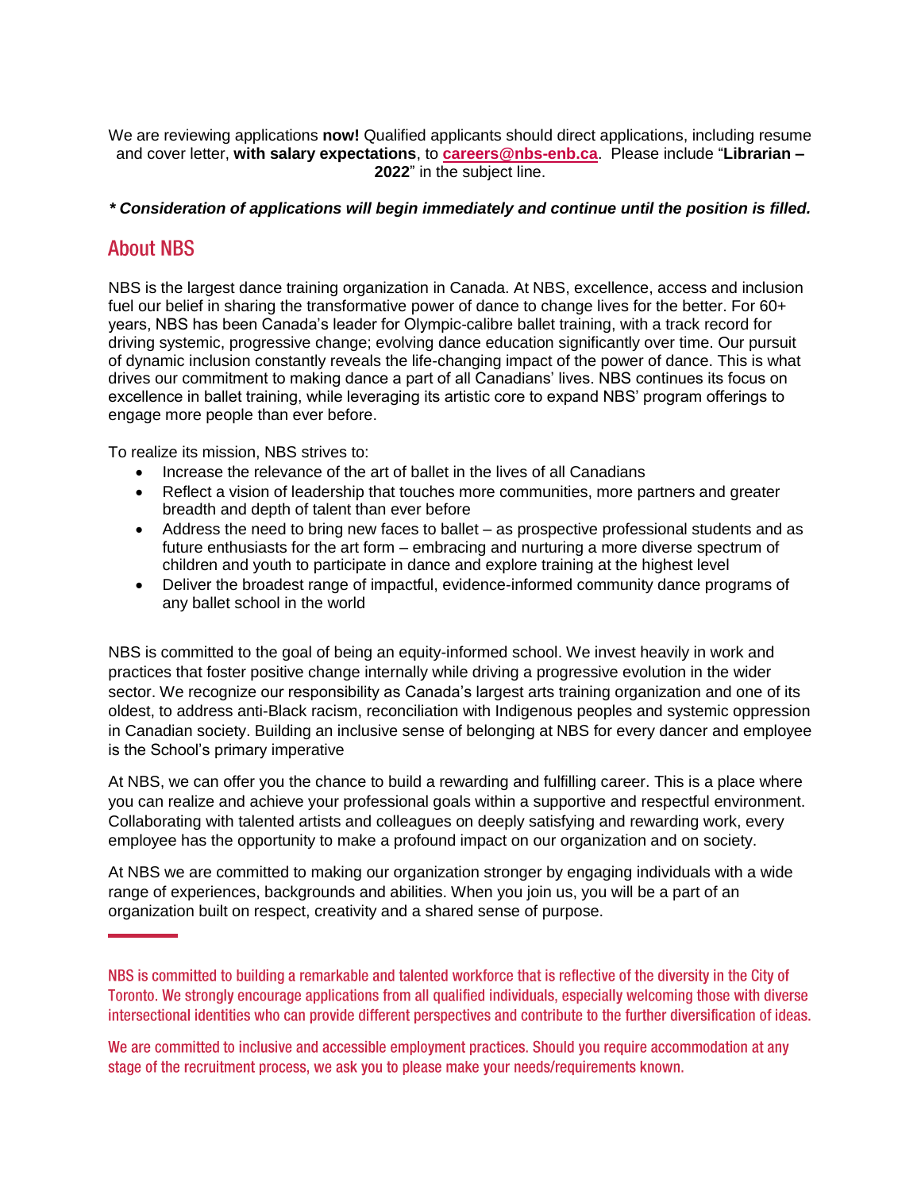We are reviewing applications **now!** Qualified applicants should direct applications, including resume and cover letter, **with salary expectations**, to **careers@nbs-enb.ca**. Please include "**Librarian – 2022**" in the subject line.

***\* Consideration of applications will begin immediately and continue until the position is filled.***

## About NBS

NBS is the largest dance training organization in Canada. At NBS, excellence, access and inclusion fuel our belief in sharing the transformative power of dance to change lives for the better. For 60+ years, NBS has been Canada's leader for Olympic-calibre ballet training, with a track record for driving systemic, progressive change; evolving dance education significantly over time. Our pursuit of dynamic inclusion constantly reveals the life-changing impact of the power of dance. This is what drives our commitment to making dance a part of all Canadians' lives. NBS continues its focus on excellence in ballet training, while leveraging its artistic core to expand NBS' program offerings to engage more people than ever before.

To realize its mission, NBS strives to:

- Increase the relevance of the art of ballet in the lives of all Canadians
- Reflect a vision of leadership that touches more communities, more partners and greater breadth and depth of talent than ever before
- Address the need to bring new faces to ballet – as prospective professional students and as future enthusiasts for the art form – embracing and nurturing a more diverse spectrum of children and youth to participate in dance and explore training at the highest level
- Deliver the broadest range of impactful, evidence-informed community dance programs of any ballet school in the world

NBS is committed to the goal of being an equity-informed school. We invest heavily in work and practices that foster positive change internally while driving a progressive evolution in the wider sector. We recognize our responsibility as Canada's largest arts training organization and one of its oldest, to address anti-Black racism, reconciliation with Indigenous peoples and systemic oppression in Canadian society. Building an inclusive sense of belonging at NBS for every dancer and employee is the School's primary imperative

At NBS, we can offer you the chance to build a rewarding and fulfilling career. This is a place where you can realize and achieve your professional goals within a supportive and respectful environment. Collaborating with talented artists and colleagues on deeply satisfying and rewarding work, every employee has the opportunity to make a profound impact on our organization and on society.

At NBS we are committed to making our organization stronger by engaging individuals with a wide range of experiences, backgrounds and abilities. When you join us, you will be a part of an organization built on respect, creativity and a shared sense of purpose.

---

NBS is committed to building a remarkable and talented workforce that is reflective of the diversity in the City of Toronto. We strongly encourage applications from all qualified individuals, especially welcoming those with diverse intersectional identities who can provide different perspectives and contribute to the further diversification of ideas.

We are committed to inclusive and accessible employment practices. Should you require accommodation at any stage of the recruitment process, we ask you to please make your needs/requirements known.